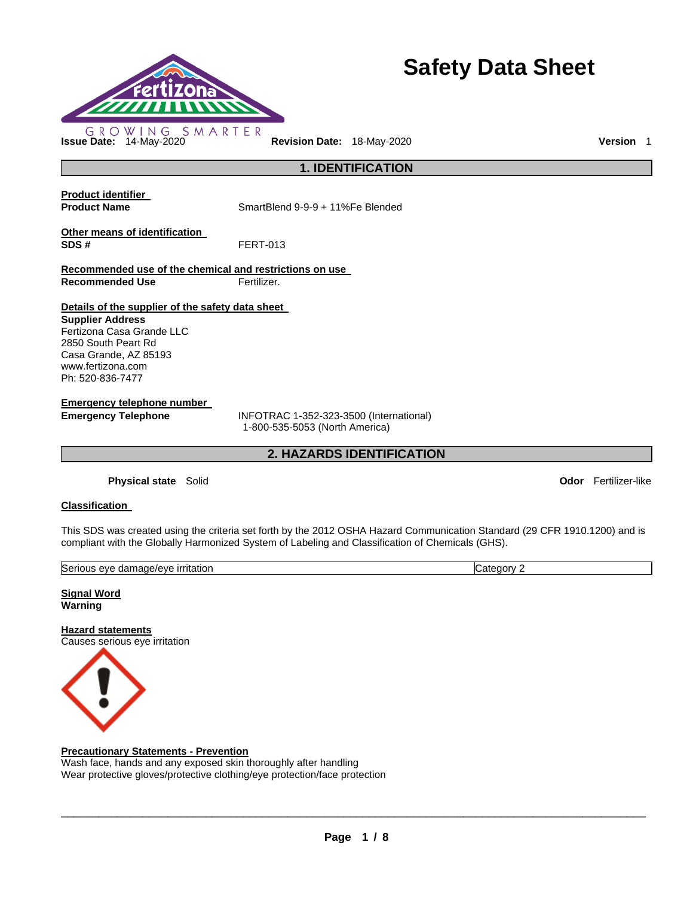# Safety Data Sheet

GROWING SMARTER

**Issue Date:** 14-May-2020 **Revision Date:** 18-May-2020 **Version** 1

## 1. IDENTIFICATION

**Product identifier**

**Product Name** SmartBlend 9-9-9 + 11%Fe Blended

**Other means of identification**

**SDS #** FERT-013

**Recommended use of the chemical and restrictions on use**

**Recommended Use** Fertilizer.

**Details of the supplier of the safety data sheet**

**Supplier Address**
Fertizona Casa Grande LLC
2850 South Peart Rd
Casa Grande, AZ 85193
www.fertizona.com
Ph: 520-836-7477

**Emergency telephone number**

**Emergency Telephone** INFOTRAC 1-352-323-3500 (International)
1-800-535-5053 (North America)

## 2. HAZARDS IDENTIFICATION

**Physical state** Solid **Odor** Fertilizer-like

**Classification**

This SDS was created using the criteria set forth by the 2012 OSHA Hazard Communication Standard (29 CFR 1910.1200) and is compliant with the Globally Harmonized System of Labeling and Classification of Chemicals (GHS).

| | |
|---|---|
| Serious eye damage/eye irritation | Category 2 |

**Signal Word**
**Warning**

**Hazard statements**
Causes serious eye irritation

**Precautionary Statements - Prevention**
Wash face, hands and any exposed skin thoroughly after handling
Wear protective gloves/protective clothing/eye protection/face protection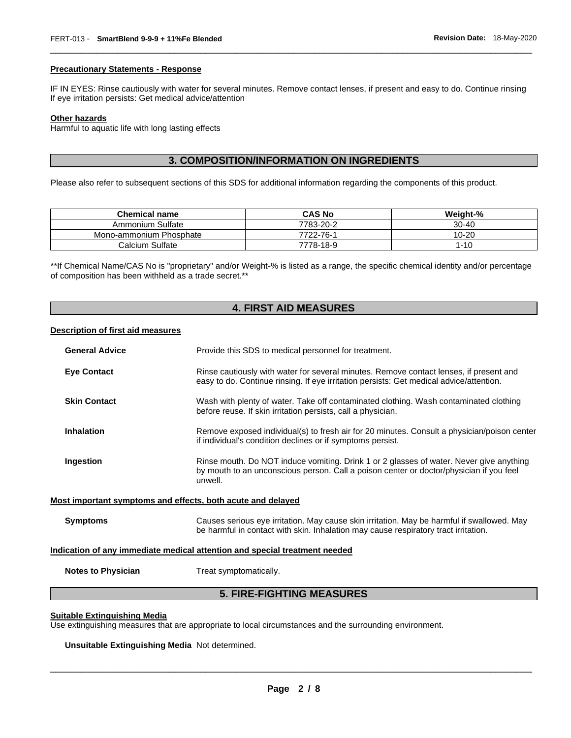#### Precautionary Statements - Response

IF IN EYES: Rinse cautiously with water for several minutes. Remove contact lenses, if present and easy to do. Continue rinsing If eye irritation persists: Get medical advice/attention

#### Other hazards

Harmful to aquatic life with long lasting effects

## 3. COMPOSITION/INFORMATION ON INGREDIENTS

Please also refer to subsequent sections of this SDS for additional information regarding the components of this product.

| Chemical name | CAS No | Weight-% |
|---|---|---|
| Ammonium Sulfate | 7783-20-2 | 30-40 |
| Mono-ammonium Phosphate | 7722-76-1 | 10-20 |
| Calcium Sulfate | 7778-18-9 | 1-10 |

**If Chemical Name/CAS No is "proprietary" and/or Weight-% is listed as a range, the specific chemical identity and/or percentage of composition has been withheld as a trade secret.**

## 4. FIRST AID MEASURES

#### Description of first aid measures

**General Advice** Provide this SDS to medical personnel for treatment.

**Eye Contact** Rinse cautiously with water for several minutes. Remove contact lenses, if present and easy to do. Continue rinsing. If eye irritation persists: Get medical advice/attention.

**Skin Contact** Wash with plenty of water. Take off contaminated clothing. Wash contaminated clothing before reuse. If skin irritation persists, call a physician.

**Inhalation** Remove exposed individual(s) to fresh air for 20 minutes. Consult a physician/poison center if individual's condition declines or if symptoms persist.

**Ingestion** Rinse mouth. Do NOT induce vomiting. Drink 1 or 2 glasses of water. Never give anything by mouth to an unconscious person. Call a poison center or doctor/physician if you feel unwell.

#### Most important symptoms and effects, both acute and delayed

**Symptoms** Causes serious eye irritation. May cause skin irritation. May be harmful if swallowed. May be harmful in contact with skin. Inhalation may cause respiratory tract irritation.

#### Indication of any immediate medical attention and special treatment needed

**Notes to Physician** Treat symptomatically.

## 5. FIRE-FIGHTING MEASURES

#### Suitable Extinguishing Media

Use extinguishing measures that are appropriate to local circumstances and the surrounding environment.

**Unsuitable Extinguishing Media** Not determined.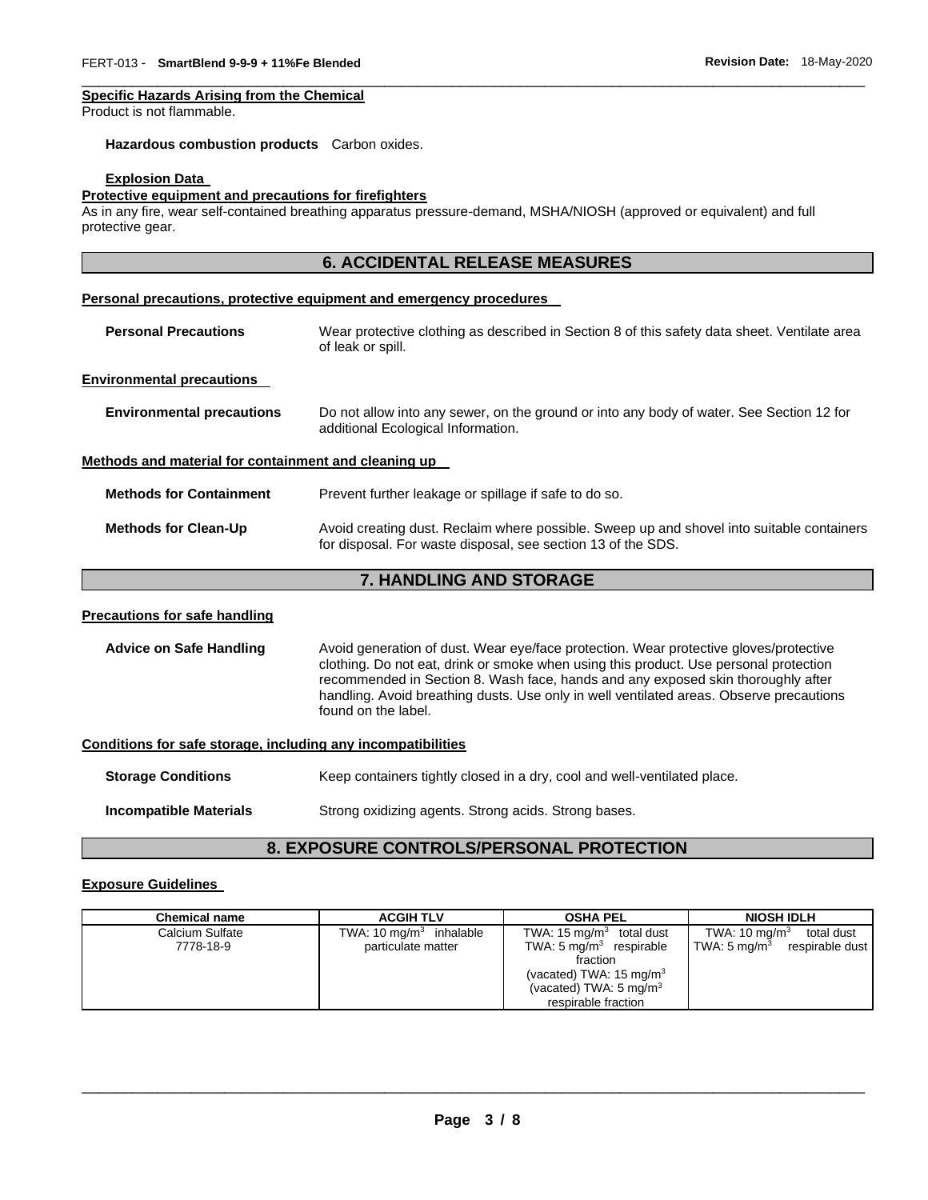**Specific Hazards Arising from the Chemical**

Product is not flammable.

**Hazardous combustion products** Carbon oxides.

**Explosion Data**

**Protective equipment and precautions for firefighters**

As in any fire, wear self-contained breathing apparatus pressure-demand, MSHA/NIOSH (approved or equivalent) and full protective gear.

## 6. ACCIDENTAL RELEASE MEASURES

**Personal precautions, protective equipment and emergency procedures**

**Personal Precautions** Wear protective clothing as described in Section 8 of this safety data sheet. Ventilate area of leak or spill.

**Environmental precautions**

**Environmental precautions** Do not allow into any sewer, on the ground or into any body of water. See Section 12 for additional Ecological Information.

**Methods and material for containment and cleaning up**

**Methods for Containment** Prevent further leakage or spillage if safe to do so.

**Methods for Clean-Up** Avoid creating dust. Reclaim where possible. Sweep up and shovel into suitable containers for disposal. For waste disposal, see section 13 of the SDS.

## 7. HANDLING AND STORAGE

**Precautions for safe handling**

**Advice on Safe Handling** Avoid generation of dust. Wear eye/face protection. Wear protective gloves/protective clothing. Do not eat, drink or smoke when using this product. Use personal protection recommended in Section 8. Wash face, hands and any exposed skin thoroughly after handling. Avoid breathing dusts. Use only in well ventilated areas. Observe precautions found on the label.

**Conditions for safe storage, including any incompatibilities**

**Storage Conditions** Keep containers tightly closed in a dry, cool and well-ventilated place.

**Incompatible Materials** Strong oxidizing agents. Strong acids. Strong bases.

## 8. EXPOSURE CONTROLS/PERSONAL PROTECTION

**Exposure Guidelines**

| Chemical name | ACGIH TLV | OSHA PEL | NIOSH IDLH |
|---|---|---|---|
| Calcium Sulfate<br>7778-18-9 | TWA: 10 mg/m$^3$ inhalable particulate matter | TWA: 15 mg/m$^3$ total dust<br>TWA: 5 mg/m$^3$ respirable fraction<br>(vacated) TWA: 15 mg/m$^3$<br>(vacated) TWA: 5 mg/m$^3$ respirable fraction | TWA: 10 mg/m$^3$ total dust<br>TWA: 5 mg/m$^3$ respirable dust |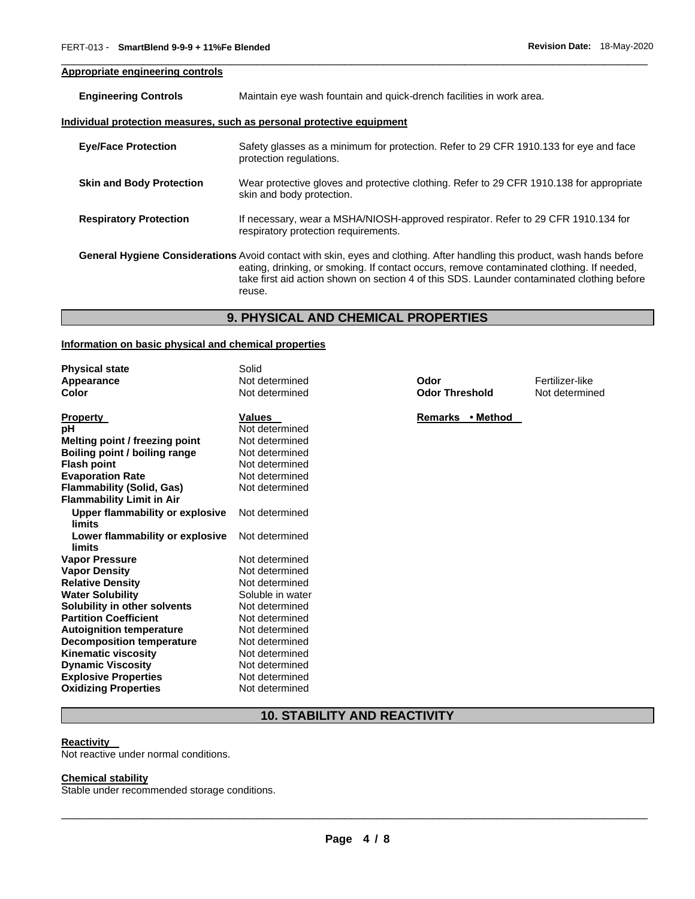**Appropriate engineering controls**

| | |
|---|---|
| **Engineering Controls** | Maintain eye wash fountain and quick-drench facilities in work area. |

**Individual protection measures, such as personal protective equipment**

| | |
|---|---|
| **Eye/Face Protection** | Safety glasses as a minimum for protection. Refer to 29 CFR 1910.133 for eye and face protection regulations. |
| **Skin and Body Protection** | Wear protective gloves and protective clothing. Refer to 29 CFR 1910.138 for appropriate skin and body protection. |
| **Respiratory Protection** | If necessary, wear a MSHA/NIOSH-approved respirator. Refer to 29 CFR 1910.134 for respiratory protection requirements. |
| **General Hygiene Considerations** | Avoid contact with skin, eyes and clothing. After handling this product, wash hands before eating, drinking, or smoking. If contact occurs, remove contaminated clothing. If needed, take first aid action shown on section 4 of this SDS. Launder contaminated clothing before reuse. |

## 9. PHYSICAL AND CHEMICAL PROPERTIES

**Information on basic physical and chemical properties**

| | | | |
|---|---|---|---|
| **Physical state** | Solid | | |
| **Appearance** | Not determined | **Odor** | Fertilizer-like |
| **Color** | Not determined | **Odor Threshold** | Not determined |

| **Property** | **Values** | **Remarks • Method** |
|---|---|---|
| **pH** | Not determined | |
| **Melting point / freezing point** | Not determined | |
| **Boiling point / boiling range** | Not determined | |
| **Flash point** | Not determined | |
| **Evaporation Rate** | Not determined | |
| **Flammability (Solid, Gas)** | Not determined | |
| **Flammability Limit in Air** | | |
| **Upper flammability or explosive limits** | Not determined | |
| **Lower flammability or explosive limits** | Not determined | |
| **Vapor Pressure** | Not determined | |
| **Vapor Density** | Not determined | |
| **Relative Density** | Not determined | |
| **Water Solubility** | Soluble in water | |
| **Solubility in other solvents** | Not determined | |
| **Partition Coefficient** | Not determined | |
| **Autoignition temperature** | Not determined | |
| **Decomposition temperature** | Not determined | |
| **Kinematic viscosity** | Not determined | |
| **Dynamic Viscosity** | Not determined | |
| **Explosive Properties** | Not determined | |
| **Oxidizing Properties** | Not determined | |

## 10. STABILITY AND REACTIVITY

**Reactivity**

Not reactive under normal conditions.

**Chemical stability**

Stable under recommended storage conditions.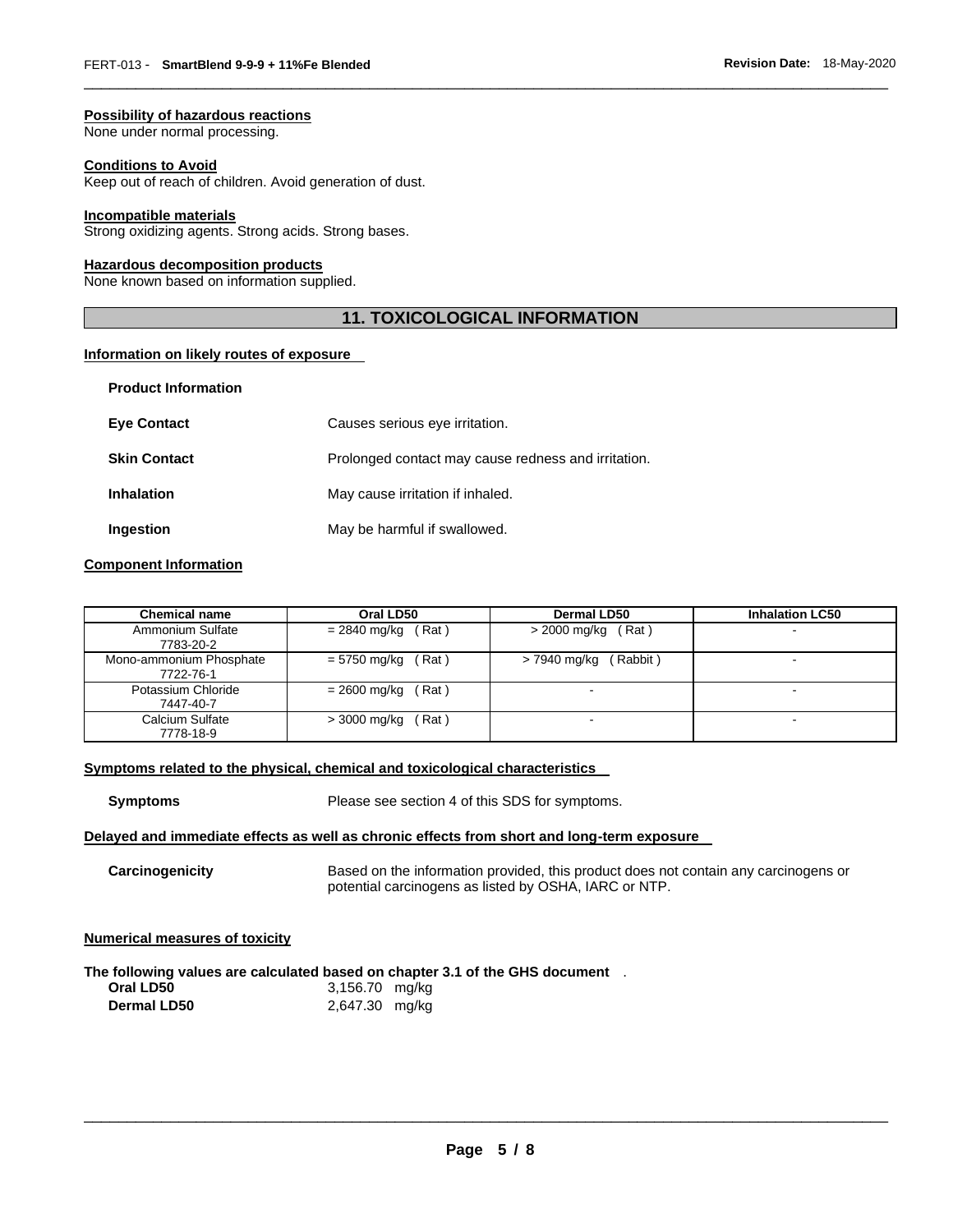**Possibility of hazardous reactions**
None under normal processing.

**Conditions to Avoid**
Keep out of reach of children. Avoid generation of dust.

**Incompatible materials**
Strong oxidizing agents. Strong acids. Strong bases.

**Hazardous decomposition products**
None known based on information supplied.

## 11. TOXICOLOGICAL INFORMATION

**Information on likely routes of exposure**

**Product Information**

**Eye Contact** Causes serious eye irritation.

**Skin Contact** Prolonged contact may cause redness and irritation.

**Inhalation** May cause irritation if inhaled.

**Ingestion** May be harmful if swallowed.

**Component Information**

| Chemical name | Oral LD50 | Dermal LD50 | Inhalation LC50 |
|---|---|---|---|
| Ammonium Sulfate 7783-20-2 | = 2840 mg/kg ( Rat ) | > 2000 mg/kg ( Rat ) | - |
| Mono-ammonium Phosphate 7722-76-1 | = 5750 mg/kg ( Rat ) | > 7940 mg/kg ( Rabbit ) | - |
| Potassium Chloride 7447-40-7 | = 2600 mg/kg ( Rat ) | - | - |
| Calcium Sulfate 7778-18-9 | > 3000 mg/kg ( Rat ) | - | - |

**Symptoms related to the physical, chemical and toxicological characteristics**

**Symptoms** Please see section 4 of this SDS for symptoms.

**Delayed and immediate effects as well as chronic effects from short and long-term exposure**

**Carcinogenicity** Based on the information provided, this product does not contain any carcinogens or potential carcinogens as listed by OSHA, IARC or NTP.

**Numerical measures of toxicity**

**The following values are calculated based on chapter 3.1 of the GHS document** .

**Oral LD50** 3,156.70 mg/kg
**Dermal LD50** 2,647.30 mg/kg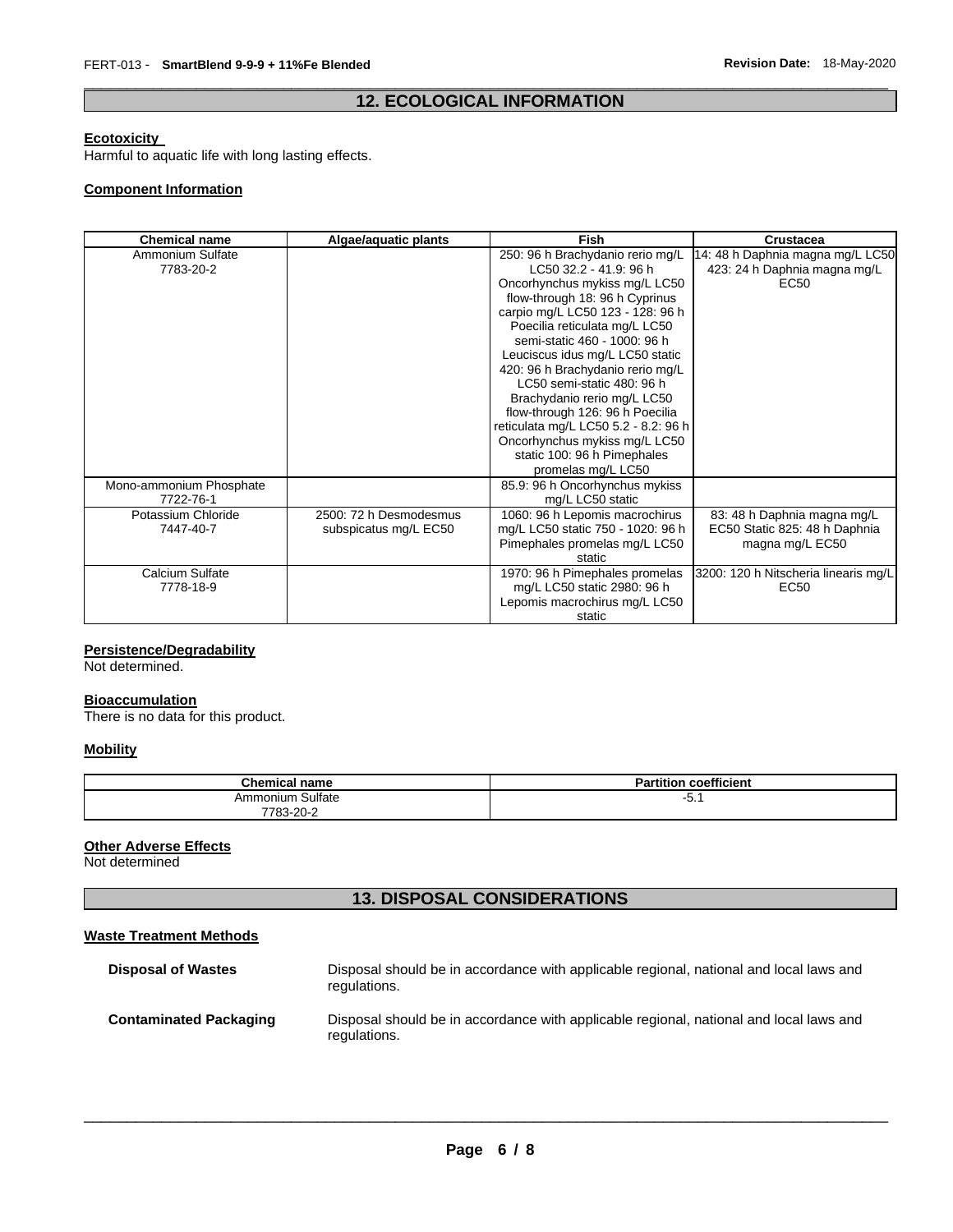## 12. ECOLOGICAL INFORMATION

**Ecotoxicity**

Harmful to aquatic life with long lasting effects.

**Component Information**

| Chemical name | Algae/aquatic plants | Fish | Crustacea |
|---|---|---|---|
| Ammonium Sulfate 7783-20-2 | | 250: 96 h Brachydanio rerio mg/L LC50 32.2 - 41.9: 96 h Oncorhynchus mykiss mg/L LC50 flow-through 18: 96 h Cyprinus carpio mg/L LC50 123 - 128: 96 h Poecilia reticulata mg/L LC50 semi-static 460 - 1000: 96 h Leuciscus idus mg/L LC50 static 420: 96 h Brachydanio rerio mg/L LC50 semi-static 480: 96 h Brachydanio rerio mg/L LC50 flow-through 126: 96 h Poecilia reticulata mg/L LC50 5.2 - 8.2: 96 h Oncorhynchus mykiss mg/L LC50 static 100: 96 h Pimephales promelas mg/L LC50 | 14: 48 h Daphnia magna mg/L LC50 423: 24 h Daphnia magna mg/L EC50 |
| Mono-ammonium Phosphate 7722-76-1 | | 85.9: 96 h Oncorhynchus mykiss mg/L LC50 static | |
| Potassium Chloride 7447-40-7 | 2500: 72 h Desmodesmus subspicatus mg/L EC50 | 1060: 96 h Lepomis macrochirus mg/L LC50 static 750 - 1020: 96 h Pimephales promelas mg/L LC50 static | 83: 48 h Daphnia magna mg/L EC50 Static 825: 48 h Daphnia magna mg/L EC50 |
| Calcium Sulfate 7778-18-9 | | 1970: 96 h Pimephales promelas mg/L LC50 static 2980: 96 h Lepomis macrochirus mg/L LC50 static | 3200: 120 h Nitscheria linearis mg/L EC50 |

**Persistence/Degradability**

Not determined.

**Bioaccumulation**

There is no data for this product.

**Mobility**

| Chemical name | Partition coefficient |
|---|---|
| Ammonium Sulfate 7783-20-2 | -5.1 |

**Other Adverse Effects**

Not determined

## 13. DISPOSAL CONSIDERATIONS

**Waste Treatment Methods**

**Disposal of Wastes** Disposal should be in accordance with applicable regional, national and local laws and regulations.

**Contaminated Packaging** Disposal should be in accordance with applicable regional, national and local laws and regulations.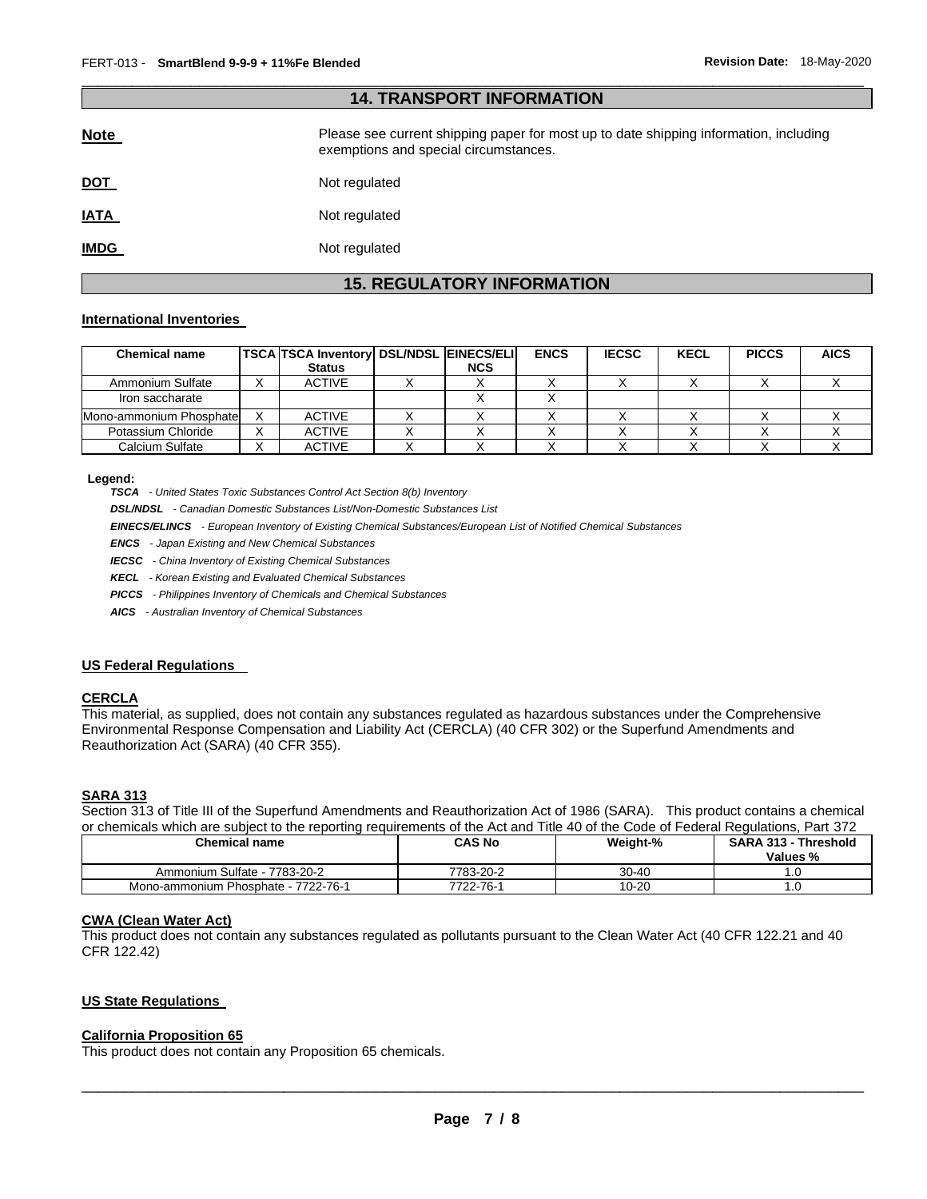## 14. TRANSPORT INFORMATION

**Note** Please see current shipping paper for most up to date shipping information, including exemptions and special circumstances.

**DOT** Not regulated

**IATA** Not regulated

**IMDG** Not regulated

## 15. REGULATORY INFORMATION

### International Inventories

| Chemical name | TSCA | TSCA Inventory Status | DSL/NDSL | EINECS/ELINCS | ENCS | IECSC | KECL | PICCS | AICS |
|---|---|---|---|---|---|---|---|---|---|
| Ammonium Sulfate | X | ACTIVE | X | X | X | X | X | X | X |
| Iron saccharate | | | | X | X | | | | |
| Mono-ammonium Phosphate | X | ACTIVE | X | X | X | X | X | X | X |
| Potassium Chloride | X | ACTIVE | X | X | X | X | X | X | X |
| Calcium Sulfate | X | ACTIVE | X | X | X | X | X | X | X |

**Legend:**

***TSCA*** *- United States Toxic Substances Control Act Section 8(b) Inventory*

***DSL/NDSL*** *- Canadian Domestic Substances List/Non-Domestic Substances List*

***EINECS/ELINCS*** *- European Inventory of Existing Chemical Substances/European List of Notified Chemical Substances*

***ENCS*** *- Japan Existing and New Chemical Substances*

***IECSC*** *- China Inventory of Existing Chemical Substances*

***KECL*** *- Korean Existing and Evaluated Chemical Substances*

***PICCS*** *- Philippines Inventory of Chemicals and Chemical Substances*

***AICS*** *- Australian Inventory of Chemical Substances*

### US Federal Regulations

#### CERCLA

This material, as supplied, does not contain any substances regulated as hazardous substances under the Comprehensive Environmental Response Compensation and Liability Act (CERCLA) (40 CFR 302) or the Superfund Amendments and Reauthorization Act (SARA) (40 CFR 355).

#### SARA 313

Section 313 of Title III of the Superfund Amendments and Reauthorization Act of 1986 (SARA). This product contains a chemical or chemicals which are subject to the reporting requirements of the Act and Title 40 of the Code of Federal Regulations, Part 372

| Chemical name | CAS No | Weight-% | SARA 313 - Threshold Values % |
|---|---|---|---|
| Ammonium Sulfate - 7783-20-2 | 7783-20-2 | 30-40 | 1.0 |
| Mono-ammonium Phosphate - 7722-76-1 | 7722-76-1 | 10-20 | 1.0 |

#### CWA (Clean Water Act)

This product does not contain any substances regulated as pollutants pursuant to the Clean Water Act (40 CFR 122.21 and 40 CFR 122.42)

### US State Regulations

#### California Proposition 65

This product does not contain any Proposition 65 chemicals.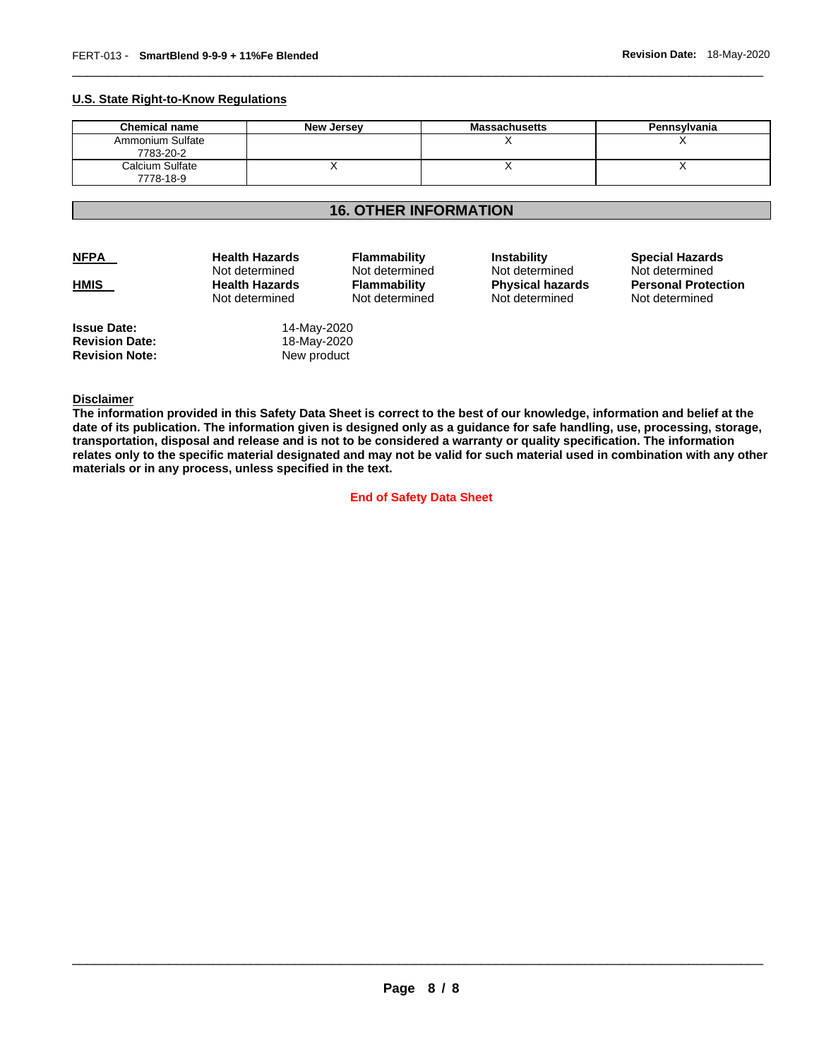### U.S. State Right-to-Know Regulations

| Chemical name | New Jersey | Massachusetts | Pennsylvania |
|---|---|---|---|
| Ammonium Sulfate 7783-20-2 | | X | X |
| Calcium Sulfate 7778-18-9 | X | X | X |

## 16. OTHER INFORMATION

| | | | | |
|---|---|---|---|---|
| **NFPA** | **Health Hazards** Not determined | **Flammability** Not determined | **Instability** Not determined | **Special Hazards** Not determined |
| **HMIS** | **Health Hazards** Not determined | **Flammability** Not determined | **Physical hazards** Not determined | **Personal Protection** Not determined |

**Issue Date:** 14-May-2020
**Revision Date:** 18-May-2020
**Revision Note:** New product

**Disclaimer**

**The information provided in this Safety Data Sheet is correct to the best of our knowledge, information and belief at the date of its publication. The information given is designed only as a guidance for safe handling, use, processing, storage, transportation, disposal and release and is not to be considered a warranty or quality specification. The information relates only to the specific material designated and may not be valid for such material used in combination with any other materials or in any process, unless specified in the text.**

**End of Safety Data Sheet**